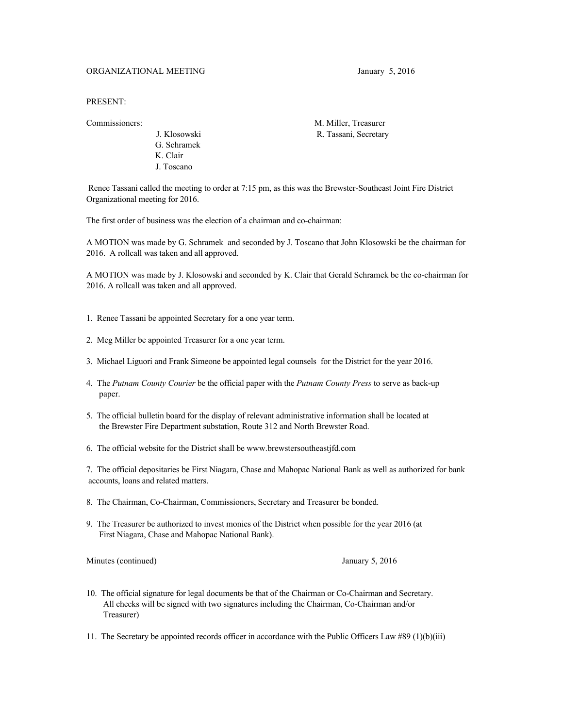ORGANIZATIONAL MEETING January 5, 2016

PRESENT:

Commissioners:
- J. Klosowski
- G. Schramek
- K. Clair
- J. Toscano

M. Miller, Treasurer
R. Tassani, Secretary

Renee Tassani called the meeting to order at 7:15 pm, as this was the Brewster-Southeast Joint Fire District Organizational meeting for 2016.

The first order of business was the election of a chairman and co-chairman:

A MOTION was made by G. Schramek and seconded by J. Toscano that John Klosowski be the chairman for 2016. A rollcall was taken and all approved.

A MOTION was made by J. Klosowski and seconded by K. Clair that Gerald Schramek be the co-chairman for 2016. A rollcall was taken and all approved.

1. Renee Tassani be appointed Secretary for a one year term.

2. Meg Miller be appointed Treasurer for a one year term.

3. Michael Liguori and Frank Simeone be appointed legal counsels for the District for the year 2016.

4. The *Putnam County Courier* be the official paper with the *Putnam County Press* to serve as back-up paper.

5. The official bulletin board for the display of relevant administrative information shall be located at the Brewster Fire Department substation, Route 312 and North Brewster Road.

6. The official website for the District shall be www.brewstersoutheastjfd.com

7. The official depositaries be First Niagara, Chase and Mahopac National Bank as well as authorized for bank accounts, loans and related matters.

8. The Chairman, Co-Chairman, Commissioners, Secretary and Treasurer be bonded.

9. The Treasurer be authorized to invest monies of the District when possible for the year 2016 (at First Niagara, Chase and Mahopac National Bank).

Minutes (continued) January 5, 2016

10. The official signature for legal documents be that of the Chairman or Co-Chairman and Secretary. All checks will be signed with two signatures including the Chairman, Co-Chairman and/or Treasurer)

11. The Secretary be appointed records officer in accordance with the Public Officers Law #89 (1)(b)(iii)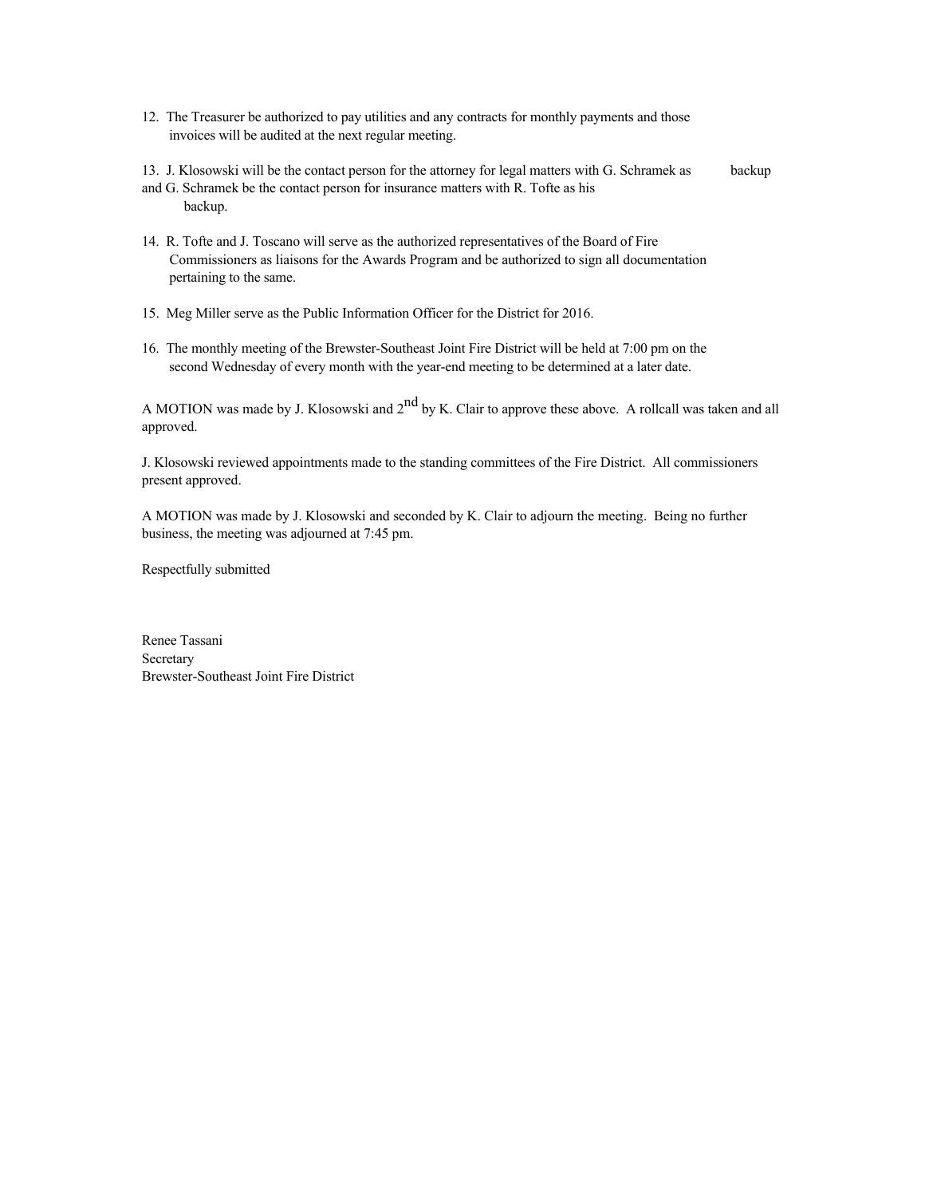12. The Treasurer be authorized to pay utilities and any contracts for monthly payments and those invoices will be audited at the next regular meeting.

13. J. Klosowski will be the contact person for the attorney for legal matters with G. Schramek as backup and G. Schramek be the contact person for insurance matters with R. Tofte as his backup.

14. R. Tofte and J. Toscano will serve as the authorized representatives of the Board of Fire Commissioners as liaisons for the Awards Program and be authorized to sign all documentation pertaining to the same.

15. Meg Miller serve as the Public Information Officer for the District for 2016.

16. The monthly meeting of the Brewster-Southeast Joint Fire District will be held at 7:00 pm on the second Wednesday of every month with the year-end meeting to be determined at a later date.

A MOTION was made by J. Klosowski and 2nd by K. Clair to approve these above. A rollcall was taken and all approved.

J. Klosowski reviewed appointments made to the standing committees of the Fire District. All commissioners present approved.

A MOTION was made by J. Klosowski and seconded by K. Clair to adjourn the meeting. Being no further business, the meeting was adjourned at 7:45 pm.

Respectfully submitted

Renee Tassani
Secretary
Brewster-Southeast Joint Fire District